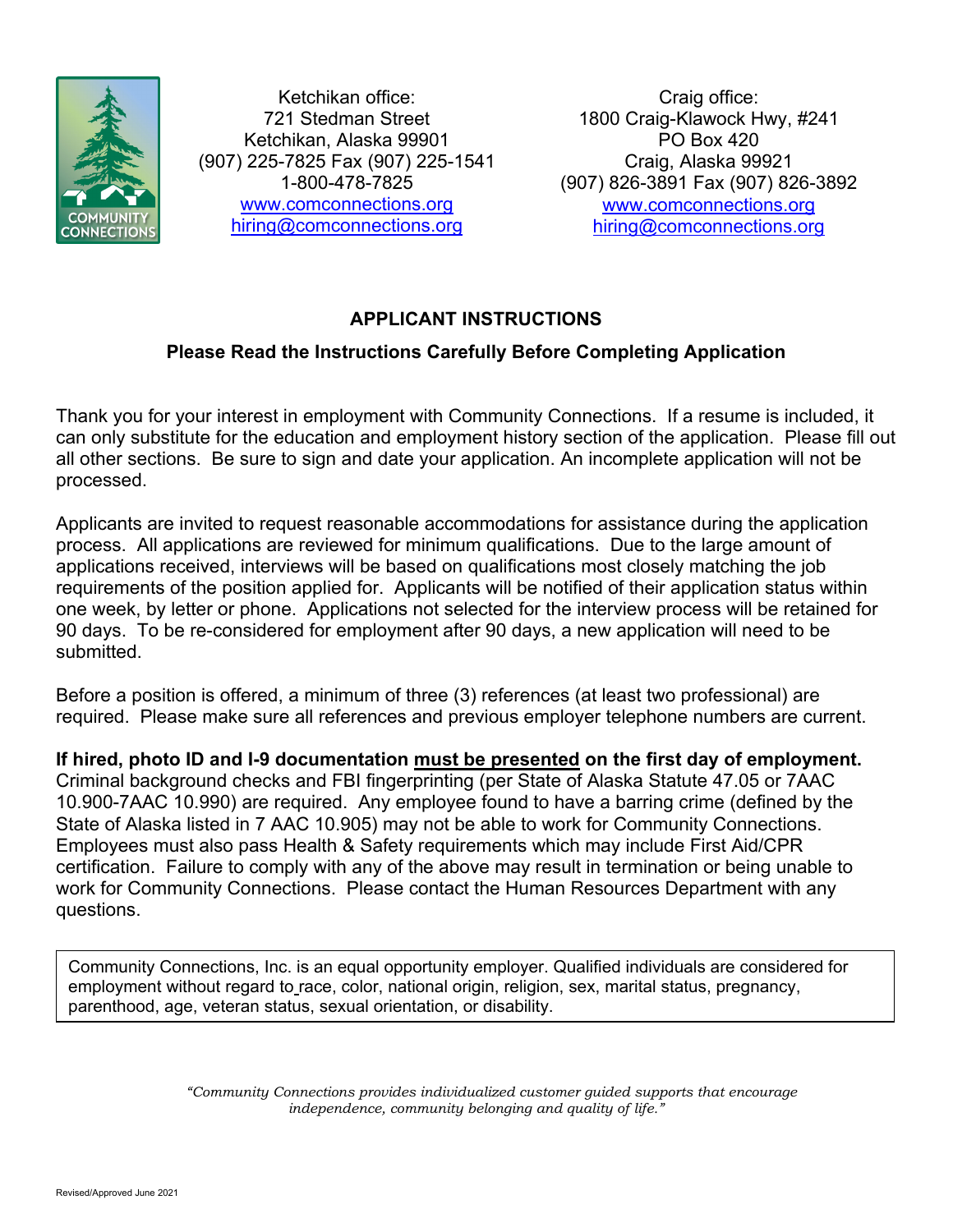COMMUNITY CONNECTIONS

Ketchikan office:
721 Stedman Street
Ketchikan, Alaska 99901
(907) 225-7825 Fax (907) 225-1541
1-800-478-7825
www.comconnections.org
hiring@comconnections.org

Craig office:
1800 Craig-Klawock Hwy, #241
PO Box 420
Craig, Alaska 99921
(907) 826-3891 Fax (907) 826-3892
www.comconnections.org
hiring@comconnections.org

## APPLICANT INSTRUCTIONS

### Please Read the Instructions Carefully Before Completing Application

Thank you for your interest in employment with Community Connections. If a resume is included, it can only substitute for the education and employment history section of the application. Please fill out all other sections. Be sure to sign and date your application. An incomplete application will not be processed.

Applicants are invited to request reasonable accommodations for assistance during the application process. All applications are reviewed for minimum qualifications. Due to the large amount of applications received, interviews will be based on qualifications most closely matching the job requirements of the position applied for. Applicants will be notified of their application status within one week, by letter or phone. Applications not selected for the interview process will be retained for 90 days. To be re-considered for employment after 90 days, a new application will need to be submitted.

Before a position is offered, a minimum of three (3) references (at least two professional) are required. Please make sure all references and previous employer telephone numbers are current.

**If hired, photo ID and I-9 documentation must be presented on the first day of employment.** Criminal background checks and FBI fingerprinting (per State of Alaska Statute 47.05 or 7AAC 10.900-7AAC 10.990) are required. Any employee found to have a barring crime (defined by the State of Alaska listed in 7 AAC 10.905) may not be able to work for Community Connections. Employees must also pass Health & Safety requirements which may include First Aid/CPR certification. Failure to comply with any of the above may result in termination or being unable to work for Community Connections. Please contact the Human Resources Department with any questions.

Community Connections, Inc. is an equal opportunity employer. Qualified individuals are considered for employment without regard to race, color, national origin, religion, sex, marital status, pregnancy, parenthood, age, veteran status, sexual orientation, or disability.

*"Community Connections provides individualized customer guided supports that encourage independence, community belonging and quality of life."*

Revised/Approved June 2021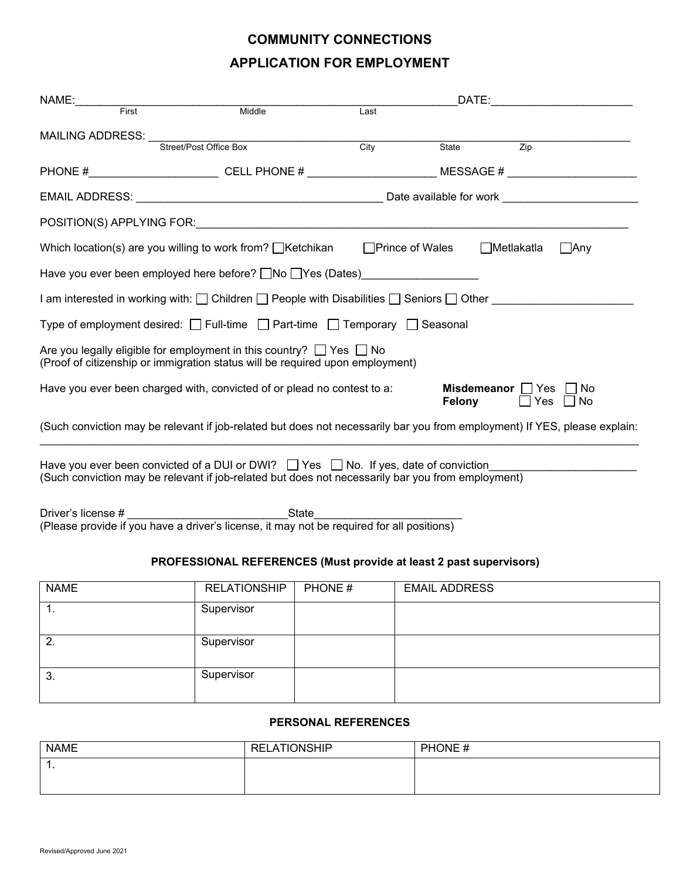# COMMUNITY CONNECTIONS

## APPLICATION FOR EMPLOYMENT

NAME:______________________________________________________________DATE:_______________________
First Middle Last

MAILING ADDRESS: ________________________________________________________________________________
Street/Post Office Box City State Zip

PHONE #____________________ CELL PHONE # ____________________ MESSAGE # _____________________

EMAIL ADDRESS: _______________________________________ Date available for work ______________________

POSITION(S) APPLYING FOR:_______________________________________________________________________

Which location(s) are you willing to work from? ☐Ketchikan ☐Prince of Wales ☐Metlakatla ☐Any

Have you ever been employed here before? ☐No ☐Yes (Dates)__________________

I am interested in working with: ☐ Children ☐ People with Disabilities ☐ Seniors ☐ Other ______________________

Type of employment desired: ☐ Full-time ☐ Part-time ☐ Temporary ☐ Seasonal

Are you legally eligible for employment in this country? ☐ Yes ☐ No
(Proof of citizenship or immigration status will be required upon employment)

Have you ever been charged with, convicted of or plead no contest to a: **Misdemeanor** ☐ Yes ☐ No
**Felony** ☐ Yes ☐ No

(Such conviction may be relevant if job-related but does not necessarily bar you from employment) If YES, please explain:
_____________________________________________________________________________________________

Have you ever been convicted of a DUI or DWI? ☐ Yes ☐ No. If yes, date of conviction________________________
(Such conviction may be relevant if job-related but does not necessarily bar you from employment)

Driver's license # __________________________State________________________
(Please provide if you have a driver's license, it may not be required for all positions)

### PROFESSIONAL REFERENCES (Must provide at least 2 past supervisors)

| NAME | RELATIONSHIP | PHONE # | EMAIL ADDRESS |
|---|---|---|---|
| 1. | Supervisor | | |
| 2. | Supervisor | | |
| 3. | Supervisor | | |

### PERSONAL REFERENCES

| NAME | RELATIONSHIP | PHONE # |
|---|---|---|
| 1. | | |

Revised/Approved June 2021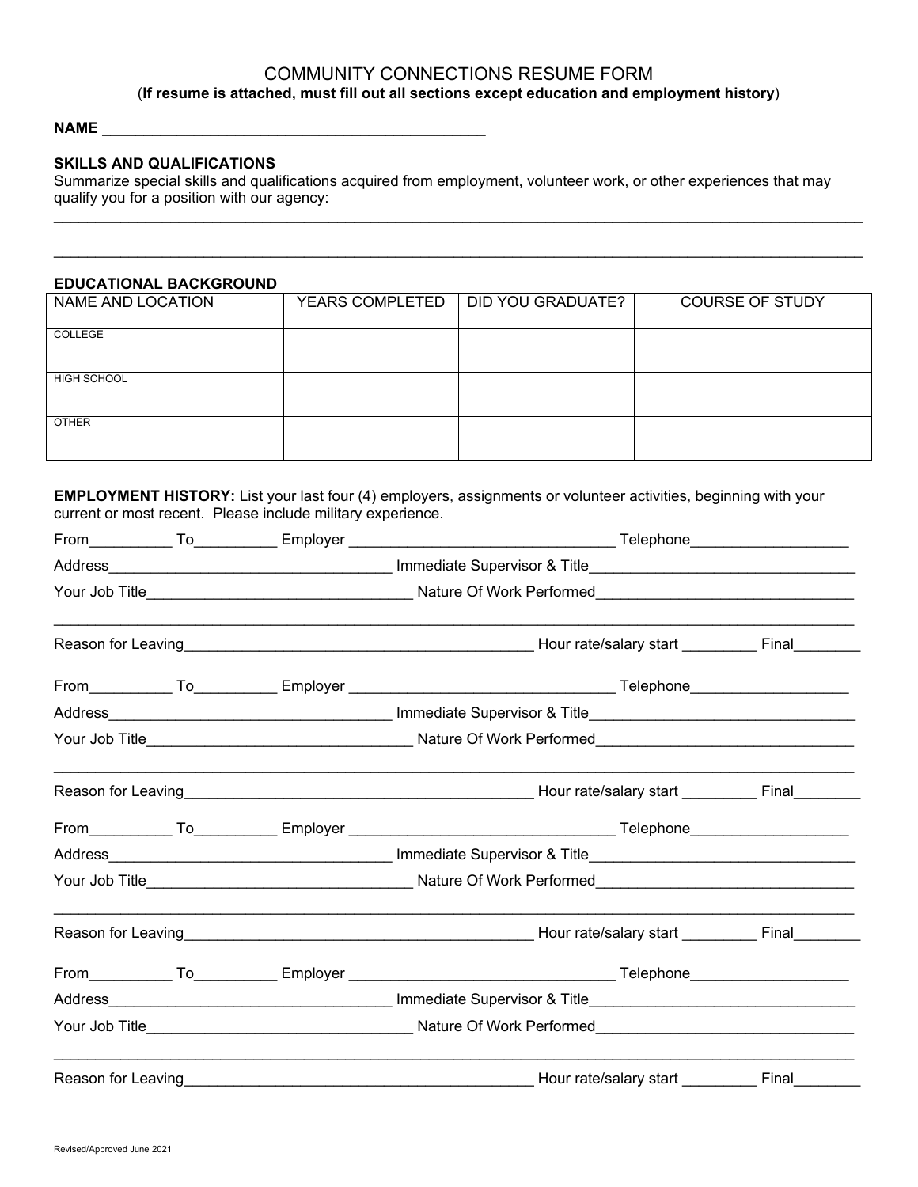# COMMUNITY CONNECTIONS RESUME FORM

(**If resume is attached, must fill out all sections except education and employment history**)

**NAME** ______________________________________________

**SKILLS AND QUALIFICATIONS**

Summarize special skills and qualifications acquired from employment, volunteer work, or other experiences that may qualify you for a position with our agency:

_____________________________________________________________________________________________________

_____________________________________________________________________________________________________

**EDUCATIONAL BACKGROUND**

| NAME AND LOCATION | YEARS COMPLETED | DID YOU GRADUATE? | COURSE OF STUDY |
|---|---|---|---|
| COLLEGE | | | |
| HIGH SCHOOL | | | |
| OTHER | | | |

**EMPLOYMENT HISTORY:** List your last four (4) employers, assignments or volunteer activities, beginning with your current or most recent. Please include military experience.

From__________ To__________ Employer ________________________________ Telephone___________________

Address_________________________________ Immediate Supervisor & Title_______________________________

Your Job Title________________________________ Nature Of Work Performed______________________________

_____________________________________________________________________________________________________

Reason for Leaving__________________________________________ Hour rate/salary start _________ Final________

From__________ To__________ Employer ________________________________ Telephone___________________

Address_________________________________ Immediate Supervisor & Title_______________________________

Your Job Title________________________________ Nature Of Work Performed______________________________

_____________________________________________________________________________________________________

Reason for Leaving__________________________________________ Hour rate/salary start _________ Final________

From__________ To__________ Employer ________________________________ Telephone___________________

Address_________________________________ Immediate Supervisor & Title_______________________________

Your Job Title________________________________ Nature Of Work Performed______________________________

_____________________________________________________________________________________________________

Reason for Leaving__________________________________________ Hour rate/salary start _________ Final________

From__________ To__________ Employer ________________________________ Telephone___________________

Address_________________________________ Immediate Supervisor & Title_______________________________

Your Job Title________________________________ Nature Of Work Performed______________________________

_____________________________________________________________________________________________________

Reason for Leaving__________________________________________ Hour rate/salary start _________ Final________

Revised/Approved June 2021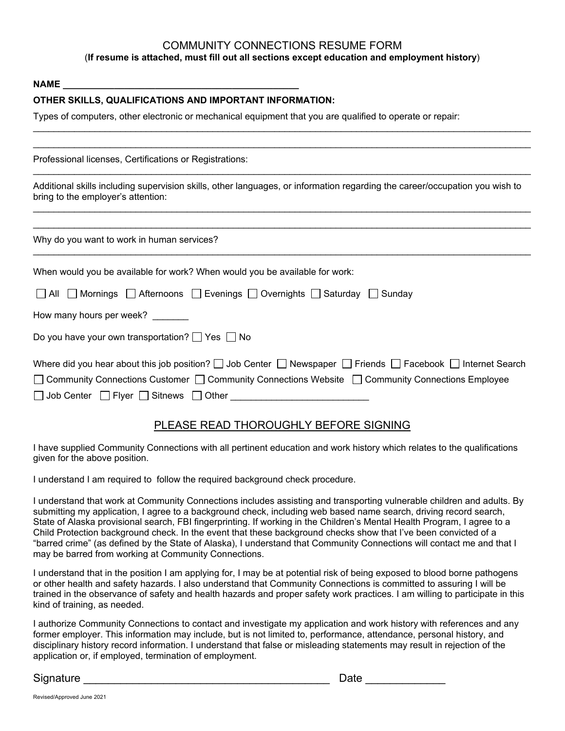# COMMUNITY CONNECTIONS RESUME FORM

(**If resume is attached, must fill out all sections except education and employment history**)

**NAME** ____________________________________________

**OTHER SKILLS, QUALIFICATIONS AND IMPORTANT INFORMATION:**

Types of computers, other electronic or mechanical equipment that you are qualified to operate or repair:

____________________________________________________________________________________________

____________________________________________________________________________________________

Professional licenses, Certifications or Registrations:

____________________________________________________________________________________________

Additional skills including supervision skills, other languages, or information regarding the career/occupation you wish to bring to the employer's attention:

____________________________________________________________________________________________

____________________________________________________________________________________________

Why do you want to work in human services?

____________________________________________________________________________________________

When would you be available for work? When would you be available for work:

☐ All ☐ Mornings ☐ Afternoons ☐ Evenings ☐ Overnights ☐ Saturday ☐ Sunday

How many hours per week? _______

Do you have your own transportation? ☐ Yes ☐ No

Where did you hear about this job position? ☐ Job Center ☐ Newspaper ☐ Friends ☐ Facebook ☐ Internet Search

☐ Community Connections Customer ☐ Community Connections Website ☐ Community Connections Employee

☐ Job Center ☐ Flyer ☐ Sitnews ☐ Other __________________________

## PLEASE READ THOROUGHLY BEFORE SIGNING

I have supplied Community Connections with all pertinent education and work history which relates to the qualifications given for the above position.

I understand I am required to follow the required background check procedure.

I understand that work at Community Connections includes assisting and transporting vulnerable children and adults. By submitting my application, I agree to a background check, including web based name search, driving record search, State of Alaska provisional search, FBI fingerprinting. If working in the Children's Mental Health Program, I agree to a Child Protection background check. In the event that these background checks show that I've been convicted of a "barred crime" (as defined by the State of Alaska), I understand that Community Connections will contact me and that I may be barred from working at Community Connections.

I understand that in the position I am applying for, I may be at potential risk of being exposed to blood borne pathogens or other health and safety hazards. I also understand that Community Connections is committed to assuring I will be trained in the observance of safety and health hazards and proper safety work practices. I am willing to participate in this kind of training, as needed.

I authorize Community Connections to contact and investigate my application and work history with references and any former employer. This information may include, but is not limited to, performance, attendance, personal history, and disciplinary history record information. I understand that false or misleading statements may result in rejection of the application or, if employed, termination of employment.

Signature ________________________________________ Date _____________

Revised/Approved June 2021